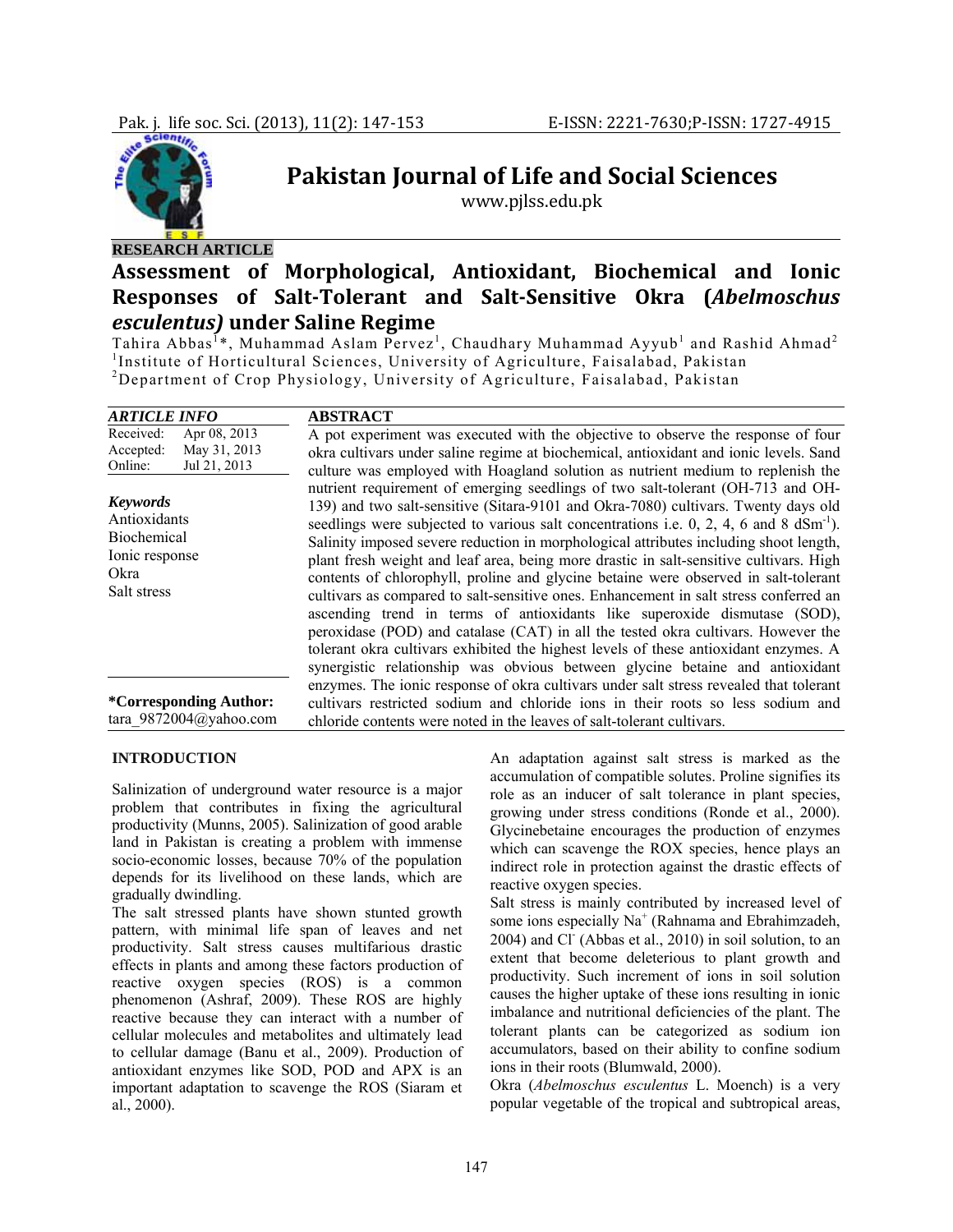Pakistan Journal of Life and Social Sciences

www.pjlss.edu.pk

**RESEARCH ARTICLE**

# Assessment of Morphological, Antioxidant, Biochemical and Ionic Responses of Salt-Tolerant and Salt-Sensitive Okra (*Abelmoschus esculentus)* under Saline Regime

Tahira Abbas[1]*, Muhammad Aslam Pervez[1], Chaudhary Muhammad Ayyub[1] and Rashid Ahmad[2]

[1]Institute of Horticultural Sciences, University of Agriculture, Faisalabad, Pakistan

[2]Department of Crop Physiology, University of Agriculture, Faisalabad, Pakistan

| ARTICLE INFO | |
|---|---|
| Received: | Apr 08, 2013 |
| Accepted: | May 31, 2013 |
| Online: | Jul 21, 2013 |

***Keywords***

Antioxidants
Biochemical
Ionic response
Okra
Salt stress

**\*Corresponding Author:**
tara_9872004@yahoo.com

## ABSTRACT

A pot experiment was executed with the objective to observe the response of four okra cultivars under saline regime at biochemical, antioxidant and ionic levels. Sand culture was employed with Hoagland solution as nutrient medium to replenish the nutrient requirement of emerging seedlings of two salt-tolerant (OH-713 and OH-139) and two salt-sensitive (Sitara-9101 and Okra-7080) cultivars. Twenty days old seedlings were subjected to various salt concentrations i.e. 0, 2, 4, 6 and 8 $dSm^{-1}$). Salinity imposed severe reduction in morphological attributes including shoot length, plant fresh weight and leaf area, being more drastic in salt-sensitive cultivars. High contents of chlorophyll, proline and glycine betaine were observed in salt-tolerant cultivars as compared to salt-sensitive ones. Enhancement in salt stress conferred an ascending trend in terms of antioxidants like superoxide dismutase (SOD), peroxidase (POD) and catalase (CAT) in all the tested okra cultivars. However the tolerant okra cultivars exhibited the highest levels of these antioxidant enzymes. A synergistic relationship was obvious between glycine betaine and antioxidant enzymes. The ionic response of okra cultivars under salt stress revealed that tolerant cultivars restricted sodium and chloride ions in their roots so less sodium and chloride contents were noted in the leaves of salt-tolerant cultivars.

## INTRODUCTION

Salinization of underground water resource is a major problem that contributes in fixing the agricultural productivity (Munns, 2005). Salinization of good arable land in Pakistan is creating a problem with immense socio-economic losses, because 70% of the population depends for its livelihood on these lands, which are gradually dwindling.

The salt stressed plants have shown stunted growth pattern, with minimal life span of leaves and net productivity. Salt stress causes multifarious drastic effects in plants and among these factors production of reactive oxygen species (ROS) is a common phenomenon (Ashraf, 2009). These ROS are highly reactive because they can interact with a number of cellular molecules and metabolites and ultimately lead to cellular damage (Banu et al., 2009). Production of antioxidant enzymes like SOD, POD and APX is an important adaptation to scavenge the ROS (Siaram et al., 2000).

An adaptation against salt stress is marked as the accumulation of compatible solutes. Proline signifies its role as an inducer of salt tolerance in plant species, growing under stress conditions (Ronde et al., 2000). Glycinebetaine encourages the production of enzymes which can scavenge the ROX species, hence plays an indirect role in protection against the drastic effects of reactive oxygen species.

Salt stress is mainly contributed by increased level of some ions especially $Na^+$ (Rahnama and Ebrahimzadeh, 2004) and $Cl^-$ (Abbas et al., 2010) in soil solution, to an extent that become deleterious to plant growth and productivity. Such increment of ions in soil solution causes the higher uptake of these ions resulting in ionic imbalance and nutritional deficiencies of the plant. The tolerant plants can be categorized as sodium ion accumulators, based on their ability to confine sodium ions in their roots (Blumwald, 2000).

Okra (*Abelmoschus esculentus* L. Moench) is a very popular vegetable of the tropical and subtropical areas,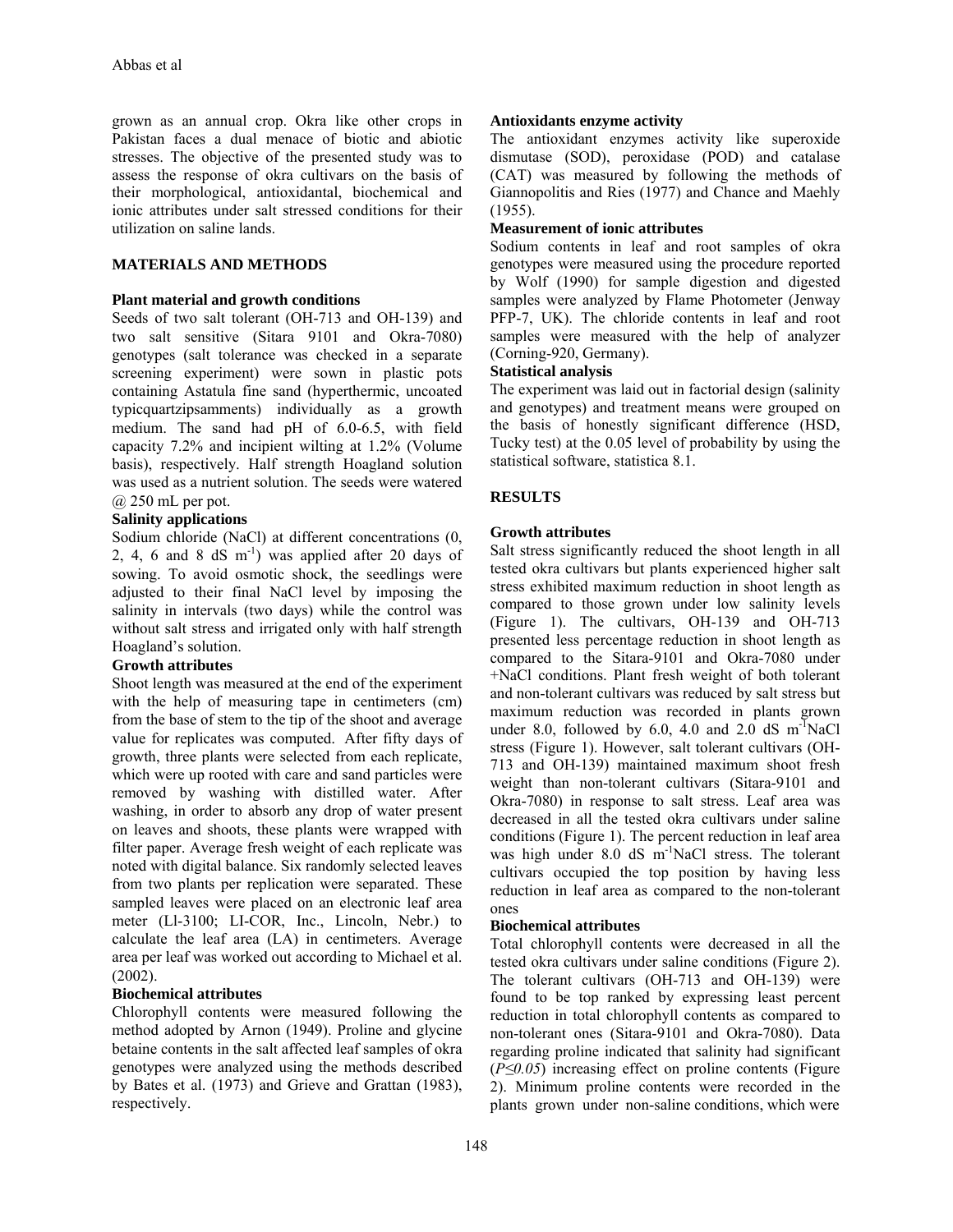grown as an annual crop. Okra like other crops in Pakistan faces a dual menace of biotic and abiotic stresses. The objective of the presented study was to assess the response of okra cultivars on the basis of their morphological, antioxidantal, biochemical and ionic attributes under salt stressed conditions for their utilization on saline lands.

## MATERIALS AND METHODS

### Plant material and growth conditions

Seeds of two salt tolerant (OH-713 and OH-139) and two salt sensitive (Sitara 9101 and Okra-7080) genotypes (salt tolerance was checked in a separate screening experiment) were sown in plastic pots containing Astatula fine sand (hyperthermic, uncoated typicquartzipsamments) individually as a growth medium. The sand had pH of 6.0-6.5, with field capacity 7.2% and incipient wilting at 1.2% (Volume basis), respectively. Half strength Hoagland solution was used as a nutrient solution. The seeds were watered @ 250 mL per pot.

### Salinity applications

Sodium chloride (NaCl) at different concentrations (0, 2, 4, 6 and 8 dS $m^{-1}$) was applied after 20 days of sowing. To avoid osmotic shock, the seedlings were adjusted to their final NaCl level by imposing the salinity in intervals (two days) while the control was without salt stress and irrigated only with half strength Hoagland's solution.

### Growth attributes

Shoot length was measured at the end of the experiment with the help of measuring tape in centimeters (cm) from the base of stem to the tip of the shoot and average value for replicates was computed. After fifty days of growth, three plants were selected from each replicate, which were up rooted with care and sand particles were removed by washing with distilled water. After washing, in order to absorb any drop of water present on leaves and shoots, these plants were wrapped with filter paper. Average fresh weight of each replicate was noted with digital balance. Six randomly selected leaves from two plants per replication were separated. These sampled leaves were placed on an electronic leaf area meter (Ll-3100; LI-COR, Inc., Lincoln, Nebr.) to calculate the leaf area (LA) in centimeters. Average area per leaf was worked out according to Michael et al. (2002).

### Biochemical attributes

Chlorophyll contents were measured following the method adopted by Arnon (1949). Proline and glycine betaine contents in the salt affected leaf samples of okra genotypes were analyzed using the methods described by Bates et al. (1973) and Grieve and Grattan (1983), respectively.

### Antioxidants enzyme activity

The antioxidant enzymes activity like superoxide dismutase (SOD), peroxidase (POD) and catalase (CAT) was measured by following the methods of Giannopolitis and Ries (1977) and Chance and Maehly (1955).

### Measurement of ionic attributes

Sodium contents in leaf and root samples of okra genotypes were measured using the procedure reported by Wolf (1990) for sample digestion and digested samples were analyzed by Flame Photometer (Jenway PFP-7, UK). The chloride contents in leaf and root samples were measured with the help of analyzer (Corning-920, Germany).

### Statistical analysis

The experiment was laid out in factorial design (salinity and genotypes) and treatment means were grouped on the basis of honestly significant difference (HSD, Tucky test) at the 0.05 level of probability by using the statistical software, statistica 8.1.

## RESULTS

### Growth attributes

Salt stress significantly reduced the shoot length in all tested okra cultivars but plants experienced higher salt stress exhibited maximum reduction in shoot length as compared to those grown under low salinity levels (Figure 1). The cultivars, OH-139 and OH-713 presented less percentage reduction in shoot length as compared to the Sitara-9101 and Okra-7080 under +NaCl conditions. Plant fresh weight of both tolerant and non-tolerant cultivars was reduced by salt stress but maximum reduction was recorded in plants grown under 8.0, followed by 6.0, 4.0 and 2.0 dS $m^{-1}$NaCl stress (Figure 1). However, salt tolerant cultivars (OH-713 and OH-139) maintained maximum shoot fresh weight than non-tolerant cultivars (Sitara-9101 and Okra-7080) in response to salt stress. Leaf area was decreased in all the tested okra cultivars under saline conditions (Figure 1). The percent reduction in leaf area was high under 8.0 dS $m^{-1}$NaCl stress. The tolerant cultivars occupied the top position by having less reduction in leaf area as compared to the non-tolerant ones

### Biochemical attributes

Total chlorophyll contents were decreased in all the tested okra cultivars under saline conditions (Figure 2). The tolerant cultivars (OH-713 and OH-139) were found to be top ranked by expressing least percent reduction in total chlorophyll contents as compared to non-tolerant ones (Sitara-9101 and Okra-7080). Data regarding proline indicated that salinity had significant ($P \leq 0.05$) increasing effect on proline contents (Figure 2). Minimum proline contents were recorded in the plants grown under non-saline conditions, which were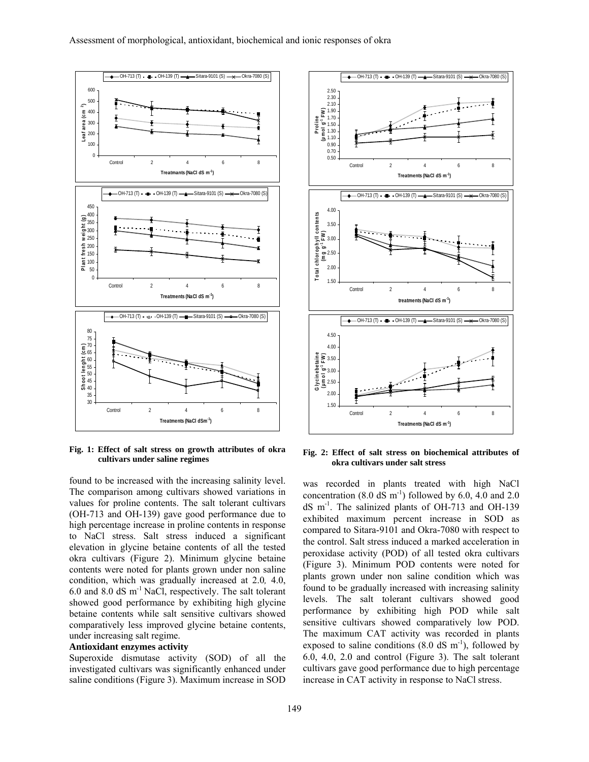Fig. 1: Effect of salt stress on growth attributes of okra cultivars under saline regimes

Fig. 2: Effect of salt stress on biochemical attributes of okra cultivars under salt stress

found to be increased with the increasing salinity level. The comparison among cultivars showed variations in values for proline contents. The salt tolerant cultivars (OH-713 and OH-139) gave good performance due to high percentage increase in proline contents in response to NaCl stress. Salt stress induced a significant elevation in glycine betaine contents of all the tested okra cultivars (Figure 2). Minimum glycine betaine contents were noted for plants grown under non saline condition, which was gradually increased at 2.0, 4.0, 6.0 and 8.0 dS $m^{-1}$ NaCl, respectively. The salt tolerant showed good performance by exhibiting high glycine betaine contents while salt sensitive cultivars showed comparatively less improved glycine betaine contents, under increasing salt regime.

### Antioxidant enzymes activity

Superoxide dismutase activity (SOD) of all the investigated cultivars was significantly enhanced under saline conditions (Figure 3). Maximum increase in SOD was recorded in plants treated with high NaCl concentration (8.0 dS $m^{-1}$) followed by 6.0, 4.0 and 2.0 dS $m^{-1}$. The salinized plants of OH-713 and OH-139 exhibited maximum percent increase in SOD as compared to Sitara-9101 and Okra-7080 with respect to the control. Salt stress induced a marked acceleration in peroxidase activity (POD) of all tested okra cultivars (Figure 3). Minimum POD contents were noted for plants grown under non saline condition which was found to be gradually increased with increasing salinity levels. The salt tolerant cultivars showed good performance by exhibiting high POD while salt sensitive cultivars showed comparatively low POD. The maximum CAT activity was recorded in plants exposed to saline conditions (8.0 dS $m^{-1}$), followed by 6.0, 4.0, 2.0 and control (Figure 3). The salt tolerant cultivars gave good performance due to high percentage increase in CAT activity in response to NaCl stress.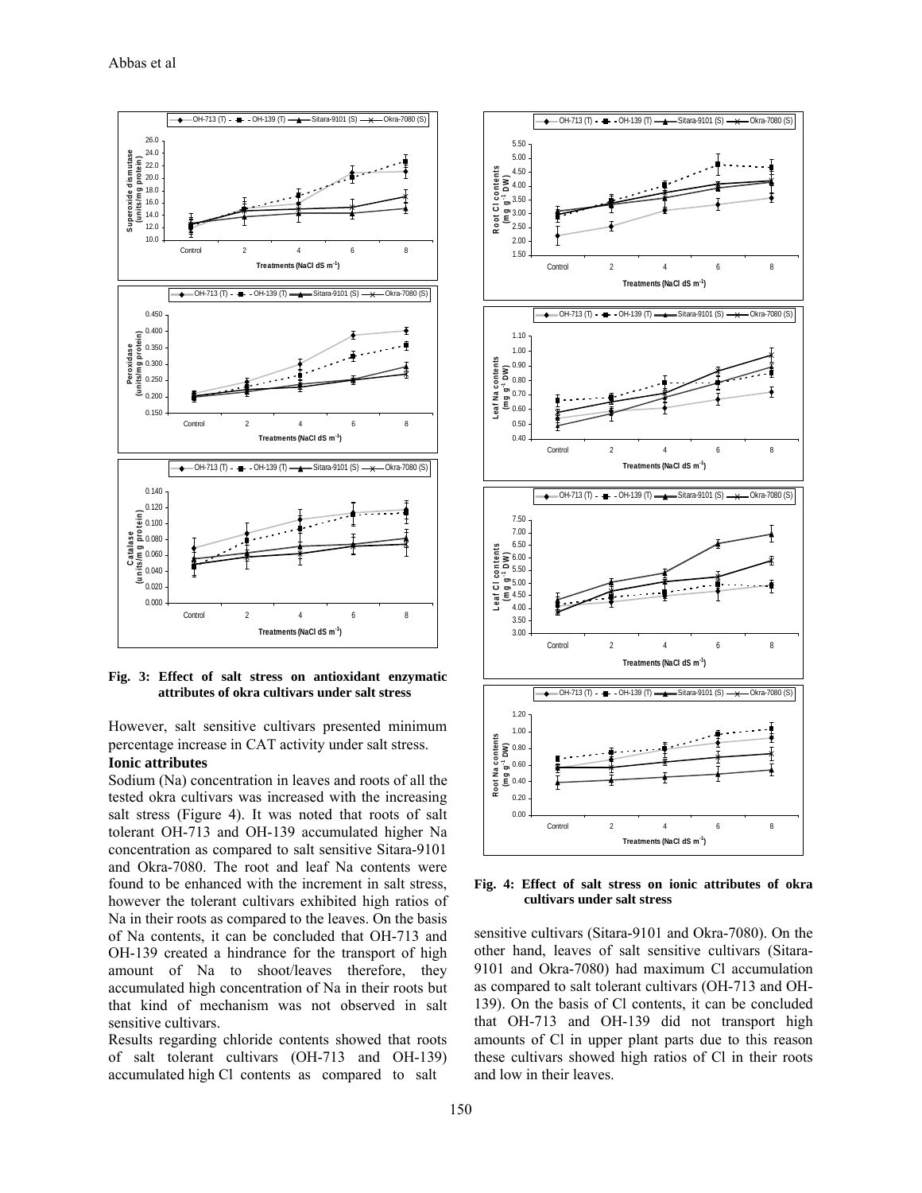**Fig. 3: Effect of salt stress on antioxidant enzymatic attributes of okra cultivars under salt stress**

However, salt sensitive cultivars presented minimum percentage increase in CAT activity under salt stress.

### Ionic attributes

Sodium (Na) concentration in leaves and roots of all the tested okra cultivars was increased with the increasing salt stress (Figure 4). It was noted that roots of salt tolerant OH-713 and OH-139 accumulated higher Na concentration as compared to salt sensitive Sitara-9101 and Okra-7080. The root and leaf Na contents were found to be enhanced with the increment in salt stress, however the tolerant cultivars exhibited high ratios of Na in their roots as compared to the leaves. On the basis of Na contents, it can be concluded that OH-713 and OH-139 created a hindrance for the transport of high amount of Na to shoot/leaves therefore, they accumulated high concentration of Na in their roots but that kind of mechanism was not observed in salt sensitive cultivars.

Results regarding chloride contents showed that roots of salt tolerant cultivars (OH-713 and OH-139) accumulated high Cl contents as compared to salt sensitive cultivars (Sitara-9101 and Okra-7080). On the other hand, leaves of salt sensitive cultivars (Sitara-9101 and Okra-7080) had maximum Cl accumulation as compared to salt tolerant cultivars (OH-713 and OH-139). On the basis of Cl contents, it can be concluded that OH-713 and OH-139 did not transport high amounts of Cl in upper plant parts due to this reason these cultivars showed high ratios of Cl in their roots and low in their leaves.

**Fig. 4: Effect of salt stress on ionic attributes of okra cultivars under salt stress**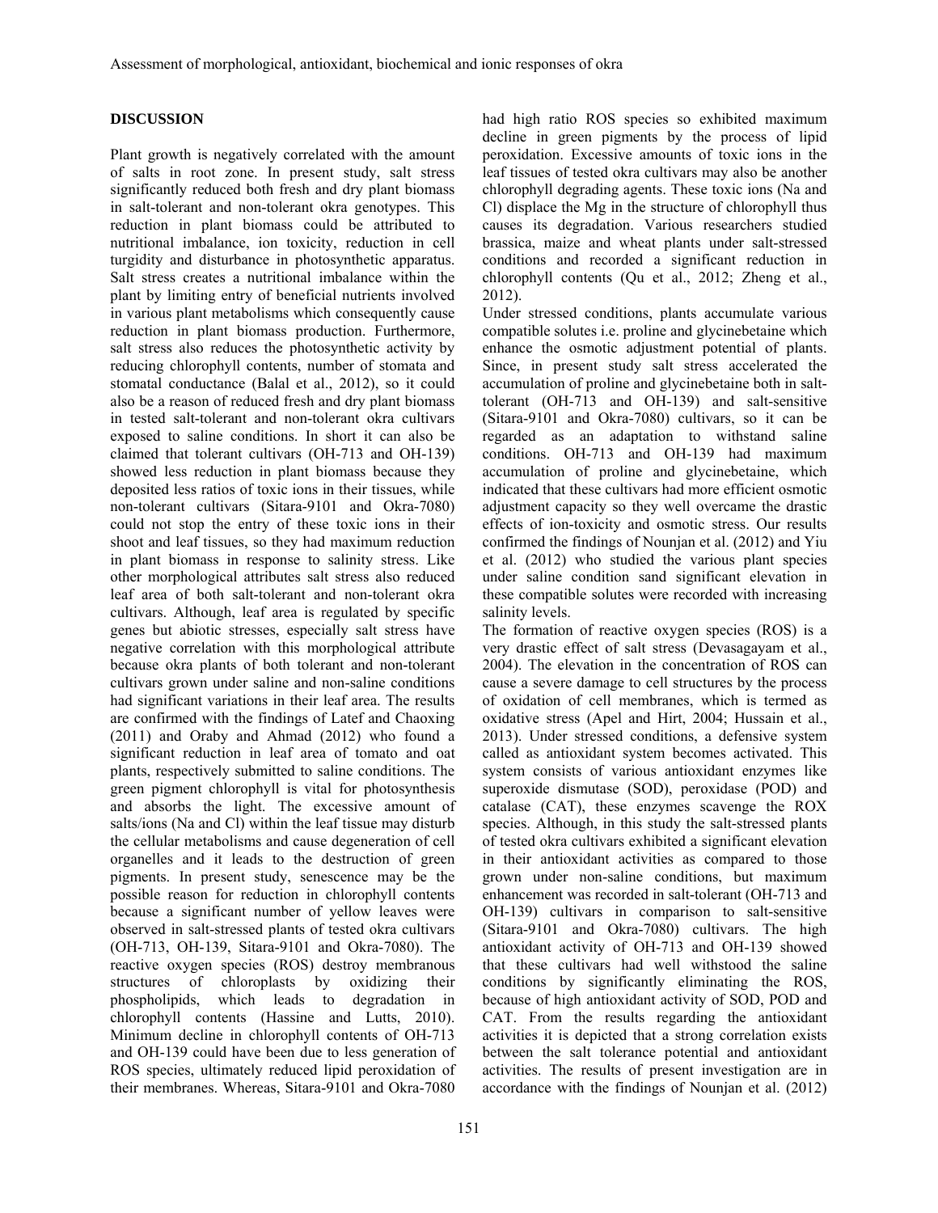## DISCUSSION

Plant growth is negatively correlated with the amount of salts in root zone. In present study, salt stress significantly reduced both fresh and dry plant biomass in salt-tolerant and non-tolerant okra genotypes. This reduction in plant biomass could be attributed to nutritional imbalance, ion toxicity, reduction in cell turgidity and disturbance in photosynthetic apparatus. Salt stress creates a nutritional imbalance within the plant by limiting entry of beneficial nutrients involved in various plant metabolisms which consequently cause reduction in plant biomass production. Furthermore, salt stress also reduces the photosynthetic activity by reducing chlorophyll contents, number of stomata and stomatal conductance (Balal et al., 2012), so it could also be a reason of reduced fresh and dry plant biomass in tested salt-tolerant and non-tolerant okra cultivars exposed to saline conditions. In short it can also be claimed that tolerant cultivars (OH-713 and OH-139) showed less reduction in plant biomass because they deposited less ratios of toxic ions in their tissues, while non-tolerant cultivars (Sitara-9101 and Okra-7080) could not stop the entry of these toxic ions in their shoot and leaf tissues, so they had maximum reduction in plant biomass in response to salinity stress. Like other morphological attributes salt stress also reduced leaf area of both salt-tolerant and non-tolerant okra cultivars. Although, leaf area is regulated by specific genes but abiotic stresses, especially salt stress have negative correlation with this morphological attribute because okra plants of both tolerant and non-tolerant cultivars grown under saline and non-saline conditions had significant variations in their leaf area. The results are confirmed with the findings of Latef and Chaoxing (2011) and Oraby and Ahmad (2012) who found a significant reduction in leaf area of tomato and oat plants, respectively submitted to saline conditions. The green pigment chlorophyll is vital for photosynthesis and absorbs the light. The excessive amount of salts/ions (Na and Cl) within the leaf tissue may disturb the cellular metabolisms and cause degeneration of cell organelles and it leads to the destruction of green pigments. In present study, senescence may be the possible reason for reduction in chlorophyll contents because a significant number of yellow leaves were observed in salt-stressed plants of tested okra cultivars (OH-713, OH-139, Sitara-9101 and Okra-7080). The reactive oxygen species (ROS) destroy membranous structures of chloroplasts by oxidizing their phospholipids, which leads to degradation in chlorophyll contents (Hassine and Lutts, 2010). Minimum decline in chlorophyll contents of OH-713 and OH-139 could have been due to less generation of ROS species, ultimately reduced lipid peroxidation of their membranes. Whereas, Sitara-9101 and Okra-7080 had high ratio ROS species so exhibited maximum decline in green pigments by the process of lipid peroxidation. Excessive amounts of toxic ions in the leaf tissues of tested okra cultivars may also be another chlorophyll degrading agents. These toxic ions (Na and Cl) displace the Mg in the structure of chlorophyll thus causes its degradation. Various researchers studied brassica, maize and wheat plants under salt-stressed conditions and recorded a significant reduction in chlorophyll contents (Qu et al., 2012; Zheng et al., 2012).

Under stressed conditions, plants accumulate various compatible solutes i.e. proline and glycinebetaine which enhance the osmotic adjustment potential of plants. Since, in present study salt stress accelerated the accumulation of proline and glycinebetaine both in salt-tolerant (OH-713 and OH-139) and salt-sensitive (Sitara-9101 and Okra-7080) cultivars, so it can be regarded as an adaptation to withstand saline conditions. OH-713 and OH-139 had maximum accumulation of proline and glycinebetaine, which indicated that these cultivars had more efficient osmotic adjustment capacity so they well overcame the drastic effects of ion-toxicity and osmotic stress. Our results confirmed the findings of Nounjan et al. (2012) and Yiu et al. (2012) who studied the various plant species under saline condition sand significant elevation in these compatible solutes were recorded with increasing salinity levels.

The formation of reactive oxygen species (ROS) is a very drastic effect of salt stress (Devasagayam et al., 2004). The elevation in the concentration of ROS can cause a severe damage to cell structures by the process of oxidation of cell membranes, which is termed as oxidative stress (Apel and Hirt, 2004; Hussain et al., 2013). Under stressed conditions, a defensive system called as antioxidant system becomes activated. This system consists of various antioxidant enzymes like superoxide dismutase (SOD), peroxidase (POD) and catalase (CAT), these enzymes scavenge the ROX species. Although, in this study the salt-stressed plants of tested okra cultivars exhibited a significant elevation in their antioxidant activities as compared to those grown under non-saline conditions, but maximum enhancement was recorded in salt-tolerant (OH-713 and OH-139) cultivars in comparison to salt-sensitive (Sitara-9101 and Okra-7080) cultivars. The high antioxidant activity of OH-713 and OH-139 showed that these cultivars had well withstood the saline conditions by significantly eliminating the ROS, because of high antioxidant activity of SOD, POD and CAT. From the results regarding the antioxidant activities it is depicted that a strong correlation exists between the salt tolerance potential and antioxidant activities. The results of present investigation are in accordance with the findings of Nounjan et al. (2012)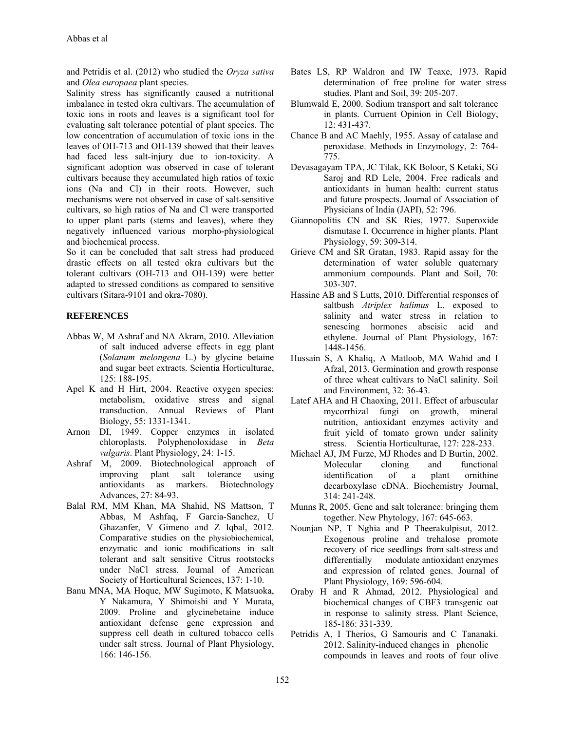and Petridis et al. (2012) who studied the *Oryza sativa* and *Olea europaea* plant species.

Salinity stress has significantly caused a nutritional imbalance in tested okra cultivars. The accumulation of toxic ions in roots and leaves is a significant tool for evaluating salt tolerance potential of plant species. The low concentration of accumulation of toxic ions in the leaves of OH-713 and OH-139 showed that their leaves had faced less salt-injury due to ion-toxicity. A significant adoption was observed in case of tolerant cultivars because they accumulated high ratios of toxic ions (Na and Cl) in their roots. However, such mechanisms were not observed in case of salt-sensitive cultivars, so high ratios of Na and Cl were transported to upper plant parts (stems and leaves), where they negatively influenced various morpho-physiological and biochemical process.

So it can be concluded that salt stress had produced drastic effects on all tested okra cultivars but the tolerant cultivars (OH-713 and OH-139) were better adapted to stressed conditions as compared to sensitive cultivars (Sitara-9101 and okra-7080).

## REFERENCES

Abbas W, M Ashraf and NA Akram, 2010. Alleviation of salt induced adverse effects in egg plant (*Solanum melongena* L.) by glycine betaine and sugar beet extracts. Scientia Horticulturae, 125: 188-195.

Apel K and H Hirt, 2004. Reactive oxygen species: metabolism, oxidative stress and signal transduction. Annual Reviews of Plant Biology, 55: 1331-1341.

Arnon DI, 1949. Copper enzymes in isolated chloroplasts. Polyphenoloxidase in *Beta vulgaris*. Plant Physiology, 24: 1-15.

Ashraf M, 2009. Biotechnological approach of improving plant salt tolerance using antioxidants as markers. Biotechnology Advances, 27: 84-93.

Balal RM, MM Khan, MA Shahid, NS Mattson, T Abbas, M Ashfaq, F Garcia-Sanchez, U Ghazanfer, V Gimeno and Z Iqbal, 2012. Comparative studies on the physiobiochemical, enzymatic and ionic modifications in salt tolerant and salt sensitive Citrus rootstocks under NaCl stress. Journal of American Society of Horticultural Sciences, 137: 1-10.

Banu MNA, MA Hoque, MW Sugimoto, K Matsuoka, Y Nakamura, Y Shimoishi and Y Murata, 2009. Proline and glycinebetaine induce antioxidant defense gene expression and suppress cell death in cultured tobacco cells under salt stress. Journal of Plant Physiology, 166: 146-156.

Bates LS, RP Waldron and IW Teaxe, 1973. Rapid determination of free proline for water stress studies. Plant and Soil, 39: 205-207.

Blumwald E, 2000. Sodium transport and salt tolerance in plants. Curruent Opinion in Cell Biology, 12: 431-437.

Chance B and AC Maehly, 1955. Assay of catalase and peroxidase. Methods in Enzymology, 2: 764-775.

Devasagayam TPA, JC Tilak, KK Boloor, S Ketaki, SG Saroj and RD Lele, 2004. Free radicals and antioxidants in human health: current status and future prospects. Journal of Association of Physicians of India (JAPI), 52: 796.

Giannopolitis CN and SK Ries, 1977. Superoxide dismutase I. Occurrence in higher plants. Plant Physiology, 59: 309-314.

Grieve CM and SR Gratan, 1983. Rapid assay for the determination of water soluble quaternary ammonium compounds. Plant and Soil, 70: 303-307.

Hassine AB and S Lutts, 2010. Differential responses of saltbush *Atriplex halimus* L. exposed to salinity and water stress in relation to senescing hormones abscisic acid and ethylene. Journal of Plant Physiology, 167: 1448-1456.

Hussain S, A Khaliq, A Matloob, MA Wahid and I Afzal, 2013. Germination and growth response of three wheat cultivars to NaCl salinity. Soil and Environment, 32: 36-43.

Latef AHA and H Chaoxing, 2011. Effect of arbuscular mycorrhizal fungi on growth, mineral nutrition, antioxidant enzymes activity and fruit yield of tomato grown under salinity stress. Scientia Horticulturae, 127: 228-233.

Michael AJ, JM Furze, MJ Rhodes and D Burtin, 2002. Molecular cloning and functional identification of a plant ornithine decarboxylase cDNA. Biochemistry Journal, 314: 241-248.

Munns R, 2005. Gene and salt tolerance: bringing them together. New Phytology, 167: 645-663.

Nounjan NP, T Nghia and P Theerakulpisut, 2012. Exogenous proline and trehalose promote recovery of rice seedlings from salt-stress and differentially modulate antioxidant enzymes and expression of related genes. Journal of Plant Physiology, 169: 596-604.

Oraby H and R Ahmad, 2012. Physiological and biochemical changes of CBF3 transgenic oat in response to salinity stress. Plant Science, 185-186: 331-339.

Petridis A, I Therios, G Samouris and C Tananaki. 2012. Salinity-induced changes in phenolic compounds in leaves and roots of four olive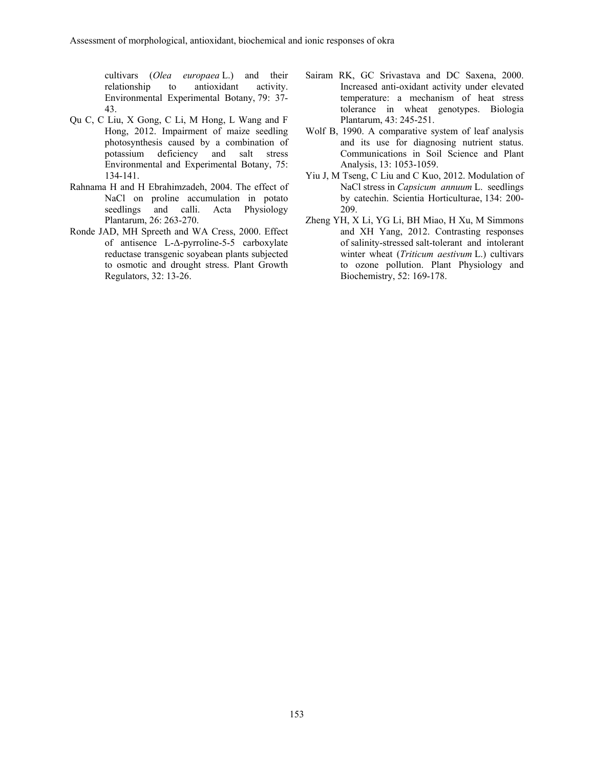cultivars (*Olea europaea* L.) and their relationship to antioxidant activity. Environmental Experimental Botany, 79: 37-43.

Qu C, C Liu, X Gong, C Li, M Hong, L Wang and F Hong, 2012. Impairment of maize seedling photosynthesis caused by a combination of potassium deficiency and salt stress Environmental and Experimental Botany, 75: 134-141.

Rahnama H and H Ebrahimzadeh, 2004. The effect of NaCl on proline accumulation in potato seedlings and calli. Acta Physiology Plantarum, 26: 263-270.

Ronde JAD, MH Spreeth and WA Cress, 2000. Effect of antisence L-Δ-pyrroline-5-5 carboxylate reductase transgenic soyabean plants subjected to osmotic and drought stress. Plant Growth Regulators, 32: 13-26.

Sairam RK, GC Srivastava and DC Saxena, 2000. Increased anti-oxidant activity under elevated temperature: a mechanism of heat stress tolerance in wheat genotypes. Biologia Plantarum, 43: 245-251.

Wolf B, 1990. A comparative system of leaf analysis and its use for diagnosing nutrient status. Communications in Soil Science and Plant Analysis, 13: 1053-1059.

Yiu J, M Tseng, C Liu and C Kuo, 2012. Modulation of NaCl stress in *Capsicum annuum* L. seedlings by catechin. Scientia Horticulturae, 134: 200-209.

Zheng YH, X Li, YG Li, BH Miao, H Xu, M Simmons and XH Yang, 2012. Contrasting responses of salinity-stressed salt-tolerant and intolerant winter wheat (*Triticum aestivum* L.) cultivars to ozone pollution. Plant Physiology and Biochemistry, 52: 169-178.